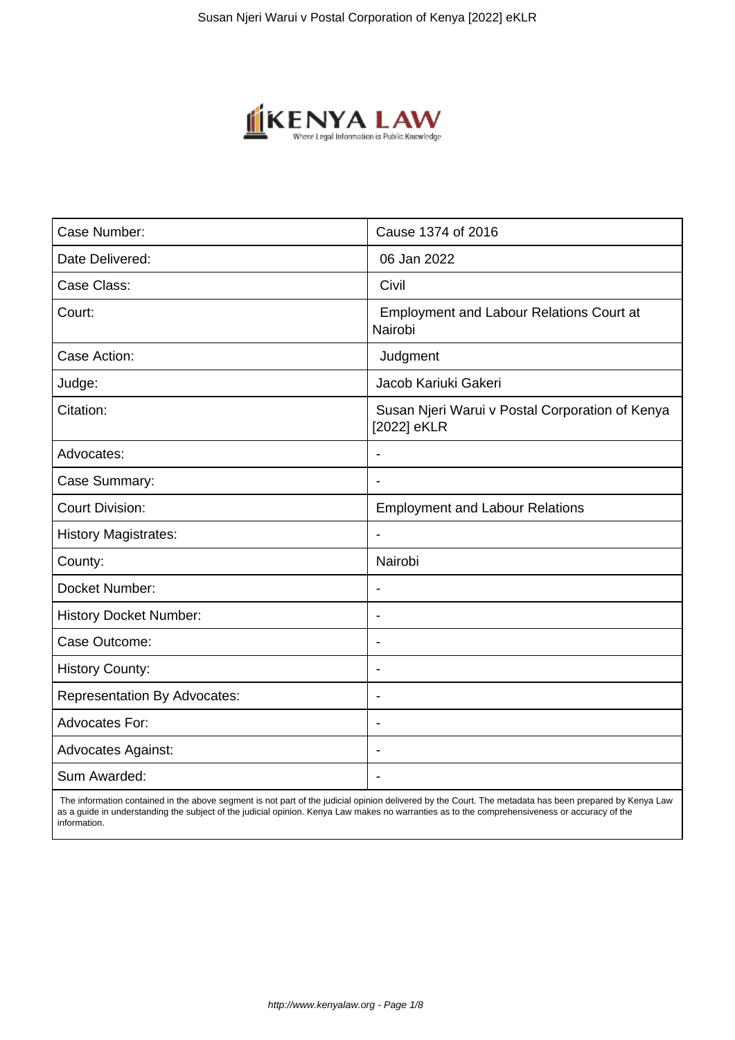| Case Number: | Cause 1374 of 2016 |
| --- | --- |
| Date Delivered: | 06 Jan 2022 |
| Case Class: | Civil |
| Court: | Employment and Labour Relations Court at Nairobi |
| Case Action: | Judgment |
| Judge: | Jacob Kariuki Gakeri |
| Citation: | Susan Njeri Warui v Postal Corporation of Kenya [2022] eKLR |
| Advocates: | - |
| Case Summary: | - |
| Court Division: | Employment and Labour Relations |
| History Magistrates: | - |
| County: | Nairobi |
| Docket Number: | - |
| History Docket Number: | - |
| Case Outcome: | - |
| History County: | - |
| Representation By Advocates: | - |
| Advocates For: | - |
| Advocates Against: | - |
| Sum Awarded: | - |

The information contained in the above segment is not part of the judicial opinion delivered by the Court. The metadata has been prepared by Kenya Law as a guide in understanding the subject of the judicial opinion. Kenya Law makes no warranties as to the comprehensiveness or accuracy of the information.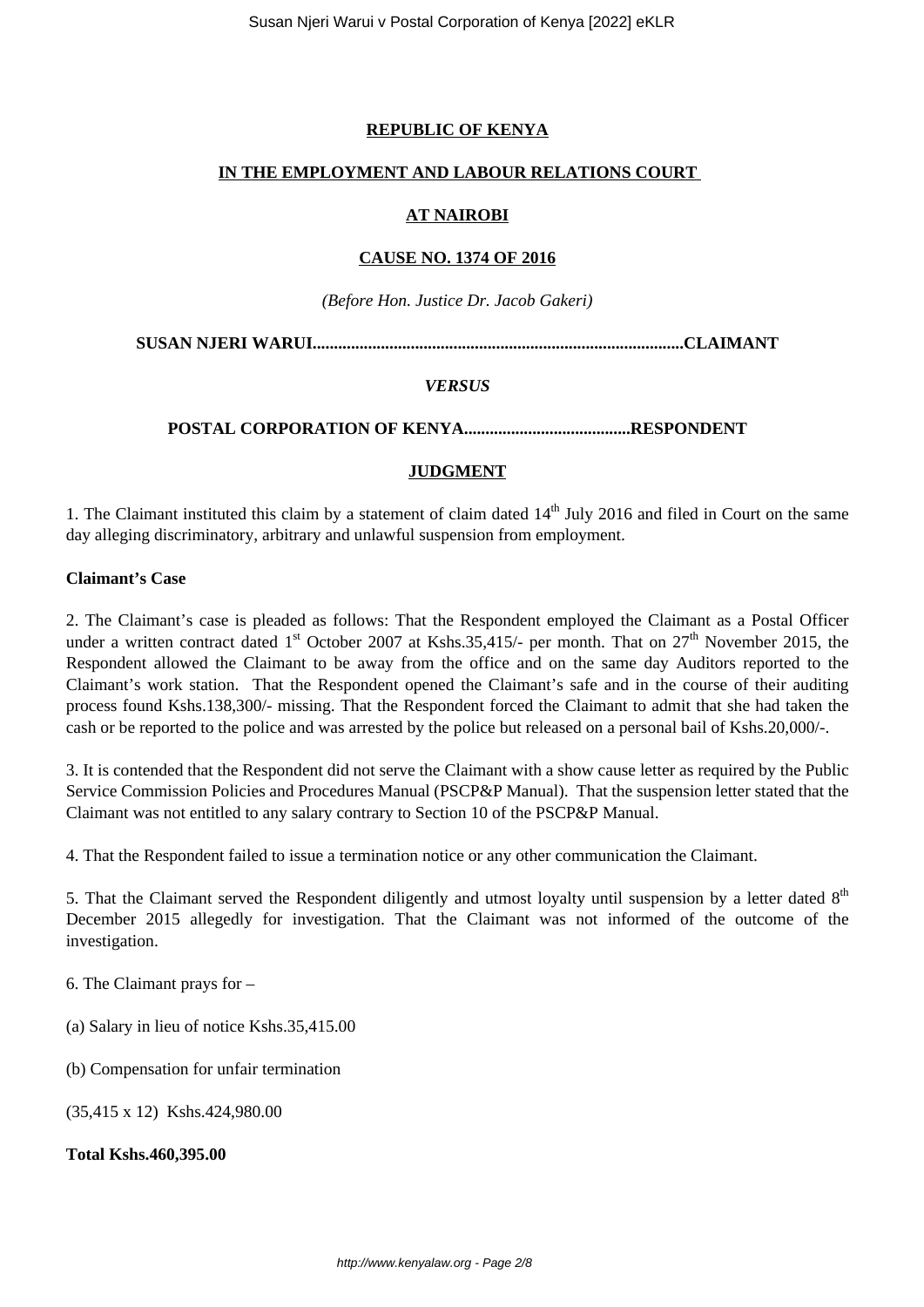**REPUBLIC OF KENYA**

**IN THE EMPLOYMENT AND LABOUR RELATIONS COURT**

**AT NAIROBI**

**CAUSE NO. 1374 OF 2016**

*(Before Hon. Justice Dr. Jacob Gakeri)*

**SUSAN NJERI WARUI.....................................................................................CLAIMANT**

***VERSUS***

**POSTAL CORPORATION OF KENYA......................................RESPONDENT**

**JUDGMENT**

1. The Claimant instituted this claim by a statement of claim dated 14th July 2016 and filed in Court on the same day alleging discriminatory, arbitrary and unlawful suspension from employment.

**Claimant's Case**

2. The Claimant's case is pleaded as follows: That the Respondent employed the Claimant as a Postal Officer under a written contract dated 1st October 2007 at Kshs.35,415/- per month. That on 27th November 2015, the Respondent allowed the Claimant to be away from the office and on the same day Auditors reported to the Claimant's work station. That the Respondent opened the Claimant's safe and in the course of their auditing process found Kshs.138,300/- missing. That the Respondent forced the Claimant to admit that she had taken the cash or be reported to the police and was arrested by the police but released on a personal bail of Kshs.20,000/-.

3. It is contended that the Respondent did not serve the Claimant with a show cause letter as required by the Public Service Commission Policies and Procedures Manual (PSCP&P Manual). That the suspension letter stated that the Claimant was not entitled to any salary contrary to Section 10 of the PSCP&P Manual.

4. That the Respondent failed to issue a termination notice or any other communication the Claimant.

5. That the Claimant served the Respondent diligently and utmost loyalty until suspension by a letter dated 8th December 2015 allegedly for investigation. That the Claimant was not informed of the outcome of the investigation.

6. The Claimant prays for –

(a) Salary in lieu of notice Kshs.35,415.00

(b) Compensation for unfair termination

(35,415 x 12) Kshs.424,980.00

**Total Kshs.460,395.00**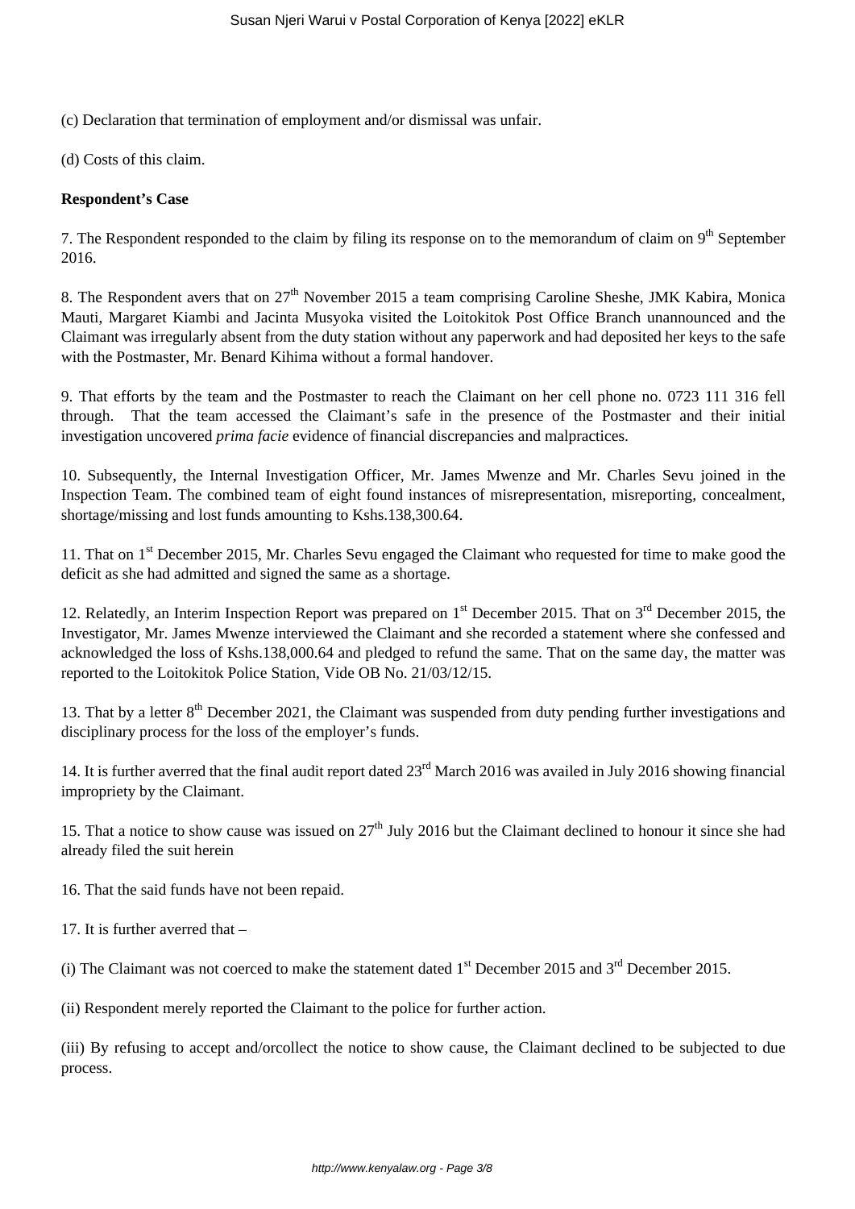(c) Declaration that termination of employment and/or dismissal was unfair.

(d) Costs of this claim.

**Respondent's Case**

7. The Respondent responded to the claim by filing its response on to the memorandum of claim on 9th September 2016.

8. The Respondent avers that on 27th November 2015 a team comprising Caroline Sheshe, JMK Kabira, Monica Mauti, Margaret Kiambi and Jacinta Musyoka visited the Loitokitok Post Office Branch unannounced and the Claimant was irregularly absent from the duty station without any paperwork and had deposited her keys to the safe with the Postmaster, Mr. Benard Kihima without a formal handover.

9. That efforts by the team and the Postmaster to reach the Claimant on her cell phone no. 0723 111 316 fell through. That the team accessed the Claimant's safe in the presence of the Postmaster and their initial investigation uncovered *prima facie* evidence of financial discrepancies and malpractices.

10. Subsequently, the Internal Investigation Officer, Mr. James Mwenze and Mr. Charles Sevu joined in the Inspection Team. The combined team of eight found instances of misrepresentation, misreporting, concealment, shortage/missing and lost funds amounting to Kshs.138,300.64.

11. That on 1st December 2015, Mr. Charles Sevu engaged the Claimant who requested for time to make good the deficit as she had admitted and signed the same as a shortage.

12. Relatedly, an Interim Inspection Report was prepared on 1st December 2015. That on 3rd December 2015, the Investigator, Mr. James Mwenze interviewed the Claimant and she recorded a statement where she confessed and acknowledged the loss of Kshs.138,000.64 and pledged to refund the same. That on the same day, the matter was reported to the Loitokitok Police Station, Vide OB No. 21/03/12/15.

13. That by a letter 8th December 2021, the Claimant was suspended from duty pending further investigations and disciplinary process for the loss of the employer's funds.

14. It is further averred that the final audit report dated 23rd March 2016 was availed in July 2016 showing financial impropriety by the Claimant.

15. That a notice to show cause was issued on 27th July 2016 but the Claimant declined to honour it since she had already filed the suit herein

16. That the said funds have not been repaid.

17. It is further averred that –

(i) The Claimant was not coerced to make the statement dated 1st December 2015 and 3rd December 2015.

(ii) Respondent merely reported the Claimant to the police for further action.

(iii) By refusing to accept and/orcollect the notice to show cause, the Claimant declined to be subjected to due process.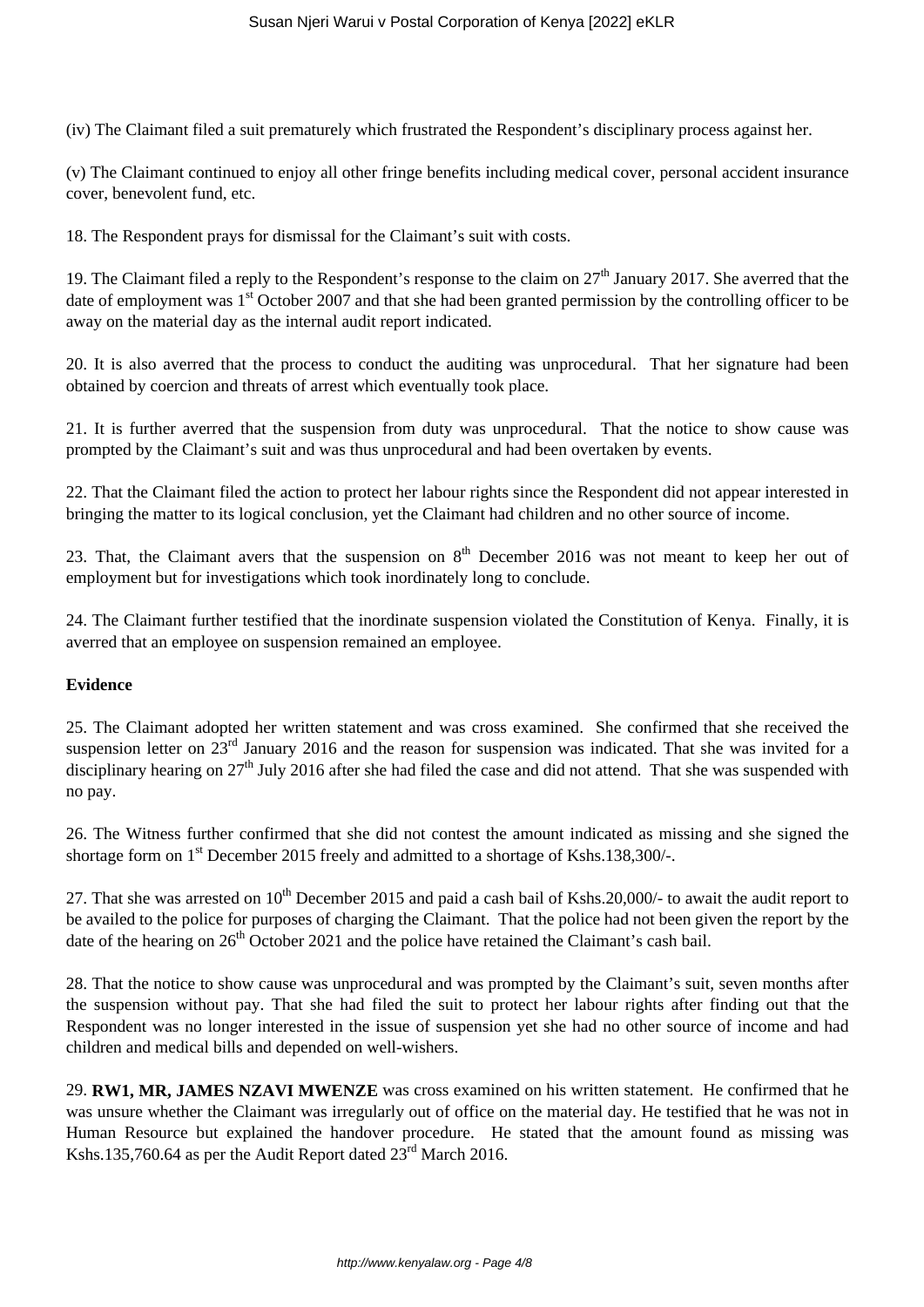(iv) The Claimant filed a suit prematurely which frustrated the Respondent's disciplinary process against her.

(v) The Claimant continued to enjoy all other fringe benefits including medical cover, personal accident insurance cover, benevolent fund, etc.

18. The Respondent prays for dismissal for the Claimant's suit with costs.

19. The Claimant filed a reply to the Respondent's response to the claim on 27th January 2017. She averred that the date of employment was 1st October 2007 and that she had been granted permission by the controlling officer to be away on the material day as the internal audit report indicated.

20. It is also averred that the process to conduct the auditing was unprocedural. That her signature had been obtained by coercion and threats of arrest which eventually took place.

21. It is further averred that the suspension from duty was unprocedural. That the notice to show cause was prompted by the Claimant's suit and was thus unprocedural and had been overtaken by events.

22. That the Claimant filed the action to protect her labour rights since the Respondent did not appear interested in bringing the matter to its logical conclusion, yet the Claimant had children and no other source of income.

23. That, the Claimant avers that the suspension on 8th December 2016 was not meant to keep her out of employment but for investigations which took inordinately long to conclude.

24. The Claimant further testified that the inordinate suspension violated the Constitution of Kenya. Finally, it is averred that an employee on suspension remained an employee.

**Evidence**

25. The Claimant adopted her written statement and was cross examined. She confirmed that she received the suspension letter on 23rd January 2016 and the reason for suspension was indicated. That she was invited for a disciplinary hearing on 27th July 2016 after she had filed the case and did not attend. That she was suspended with no pay.

26. The Witness further confirmed that she did not contest the amount indicated as missing and she signed the shortage form on 1st December 2015 freely and admitted to a shortage of Kshs.138,300/-.

27. That she was arrested on 10th December 2015 and paid a cash bail of Kshs.20,000/- to await the audit report to be availed to the police for purposes of charging the Claimant. That the police had not been given the report by the date of the hearing on 26th October 2021 and the police have retained the Claimant's cash bail.

28. That the notice to show cause was unprocedural and was prompted by the Claimant's suit, seven months after the suspension without pay. That she had filed the suit to protect her labour rights after finding out that the Respondent was no longer interested in the issue of suspension yet she had no other source of income and had children and medical bills and depended on well-wishers.

29. **RW1, MR, JAMES NZAVI MWENZE** was cross examined on his written statement. He confirmed that he was unsure whether the Claimant was irregularly out of office on the material day. He testified that he was not in Human Resource but explained the handover procedure. He stated that the amount found as missing was Kshs.135,760.64 as per the Audit Report dated 23rd March 2016.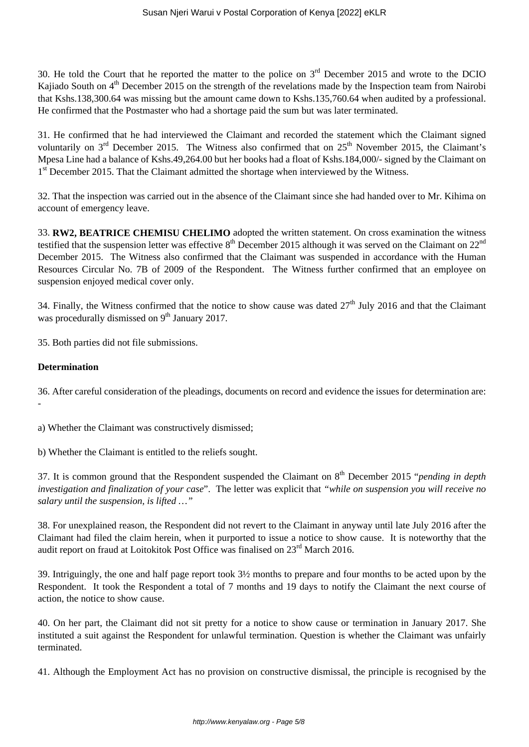30. He told the Court that he reported the matter to the police on 3rd December 2015 and wrote to the DCIO Kajiado South on 4th December 2015 on the strength of the revelations made by the Inspection team from Nairobi that Kshs.138,300.64 was missing but the amount came down to Kshs.135,760.64 when audited by a professional. He confirmed that the Postmaster who had a shortage paid the sum but was later terminated.

31. He confirmed that he had interviewed the Claimant and recorded the statement which the Claimant signed voluntarily on 3rd December 2015. The Witness also confirmed that on 25th November 2015, the Claimant's Mpesa Line had a balance of Kshs.49,264.00 but her books had a float of Kshs.184,000/- signed by the Claimant on 1st December 2015. That the Claimant admitted the shortage when interviewed by the Witness.

32. That the inspection was carried out in the absence of the Claimant since she had handed over to Mr. Kihima on account of emergency leave.

33. **RW2, BEATRICE CHEMISU CHELIMO** adopted the written statement. On cross examination the witness testified that the suspension letter was effective 8th December 2015 although it was served on the Claimant on 22nd December 2015. The Witness also confirmed that the Claimant was suspended in accordance with the Human Resources Circular No. 7B of 2009 of the Respondent. The Witness further confirmed that an employee on suspension enjoyed medical cover only.

34. Finally, the Witness confirmed that the notice to show cause was dated 27th July 2016 and that the Claimant was procedurally dismissed on 9th January 2017.

35. Both parties did not file submissions.

**Determination**

36. After careful consideration of the pleadings, documents on record and evidence the issues for determination are: -

a) Whether the Claimant was constructively dismissed;

b) Whether the Claimant is entitled to the reliefs sought.

37. It is common ground that the Respondent suspended the Claimant on 8th December 2015 "*pending in depth investigation and finalization of your case*". The letter was explicit that *"while on suspension you will receive no salary until the suspension, is lifted …"*

38. For unexplained reason, the Respondent did not revert to the Claimant in anyway until late July 2016 after the Claimant had filed the claim herein, when it purported to issue a notice to show cause. It is noteworthy that the audit report on fraud at Loitokitok Post Office was finalised on 23rd March 2016.

39. Intriguingly, the one and half page report took 3½ months to prepare and four months to be acted upon by the Respondent. It took the Respondent a total of 7 months and 19 days to notify the Claimant the next course of action, the notice to show cause.

40. On her part, the Claimant did not sit pretty for a notice to show cause or termination in January 2017. She instituted a suit against the Respondent for unlawful termination. Question is whether the Claimant was unfairly terminated.

41. Although the Employment Act has no provision on constructive dismissal, the principle is recognised by the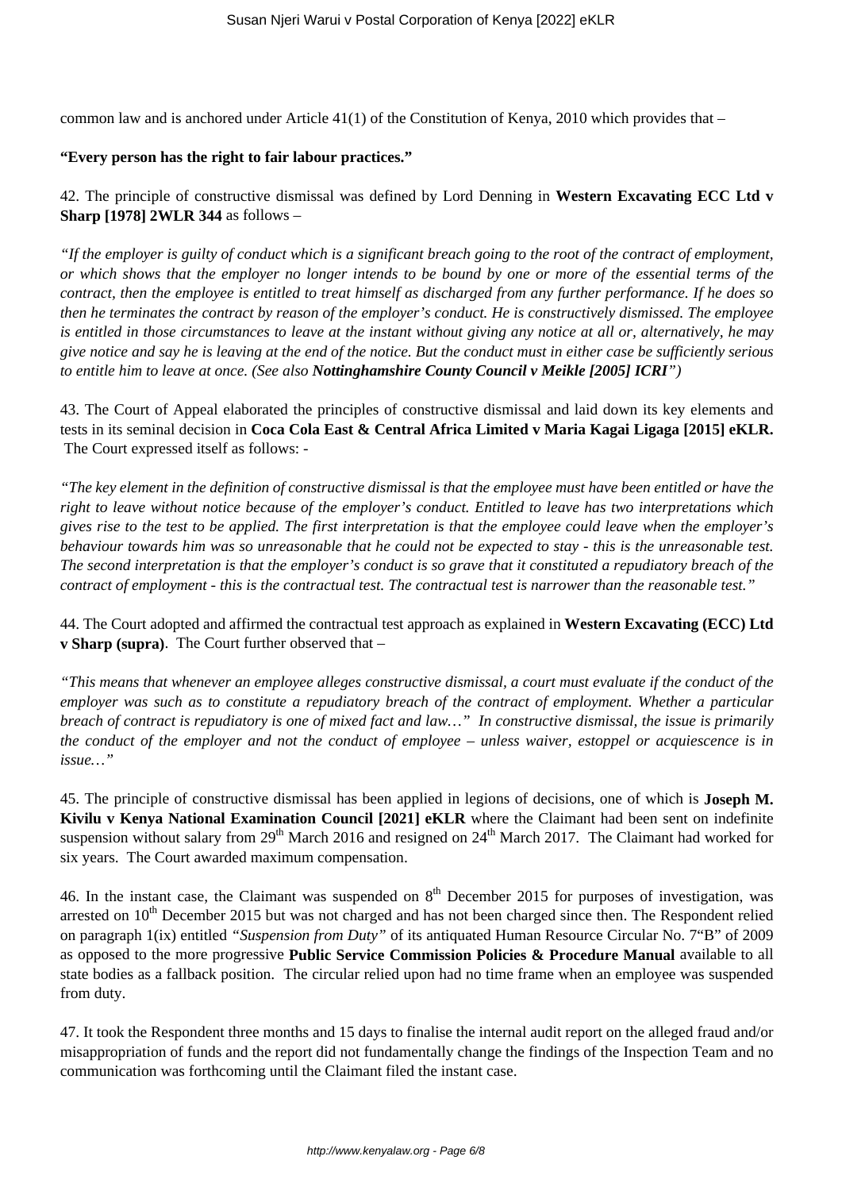common law and is anchored under Article 41(1) of the Constitution of Kenya, 2010 which provides that –

**"Every person has the right to fair labour practices."**

42. The principle of constructive dismissal was defined by Lord Denning in **Western Excavating ECC Ltd v Sharp [1978] 2WLR 344** as follows –

*"If the employer is guilty of conduct which is a significant breach going to the root of the contract of employment, or which shows that the employer no longer intends to be bound by one or more of the essential terms of the contract, then the employee is entitled to treat himself as discharged from any further performance. If he does so then he terminates the contract by reason of the employer's conduct. He is constructively dismissed. The employee is entitled in those circumstances to leave at the instant without giving any notice at all or, alternatively, he may give notice and say he is leaving at the end of the notice. But the conduct must in either case be sufficiently serious to entitle him to leave at once. (See also **Nottinghamshire County Council v Meikle [2005] ICRI**")*

43. The Court of Appeal elaborated the principles of constructive dismissal and laid down its key elements and tests in its seminal decision in **Coca Cola East & Central Africa Limited v Maria Kagai Ligaga [2015] eKLR.** The Court expressed itself as follows: -

*"The key element in the definition of constructive dismissal is that the employee must have been entitled or have the right to leave without notice because of the employer's conduct. Entitled to leave has two interpretations which gives rise to the test to be applied. The first interpretation is that the employee could leave when the employer's behaviour towards him was so unreasonable that he could not be expected to stay - this is the unreasonable test. The second interpretation is that the employer's conduct is so grave that it constituted a repudiatory breach of the contract of employment - this is the contractual test. The contractual test is narrower than the reasonable test."*

44. The Court adopted and affirmed the contractual test approach as explained in **Western Excavating (ECC) Ltd v Sharp (supra)**. The Court further observed that –

*"This means that whenever an employee alleges constructive dismissal, a court must evaluate if the conduct of the employer was such as to constitute a repudiatory breach of the contract of employment. Whether a particular breach of contract is repudiatory is one of mixed fact and law…" In constructive dismissal, the issue is primarily the conduct of the employer and not the conduct of employee – unless waiver, estoppel or acquiescence is in issue…"*

45. The principle of constructive dismissal has been applied in legions of decisions, one of which is **Joseph M. Kivilu v Kenya National Examination Council [2021] eKLR** where the Claimant had been sent on indefinite suspension without salary from 29th March 2016 and resigned on 24th March 2017. The Claimant had worked for six years. The Court awarded maximum compensation.

46. In the instant case, the Claimant was suspended on 8th December 2015 for purposes of investigation, was arrested on 10th December 2015 but was not charged and has not been charged since then. The Respondent relied on paragraph 1(ix) entitled *"Suspension from Duty"* of its antiquated Human Resource Circular No. 7"B" of 2009 as opposed to the more progressive **Public Service Commission Policies & Procedure Manual** available to all state bodies as a fallback position. The circular relied upon had no time frame when an employee was suspended from duty.

47. It took the Respondent three months and 15 days to finalise the internal audit report on the alleged fraud and/or misappropriation of funds and the report did not fundamentally change the findings of the Inspection Team and no communication was forthcoming until the Claimant filed the instant case.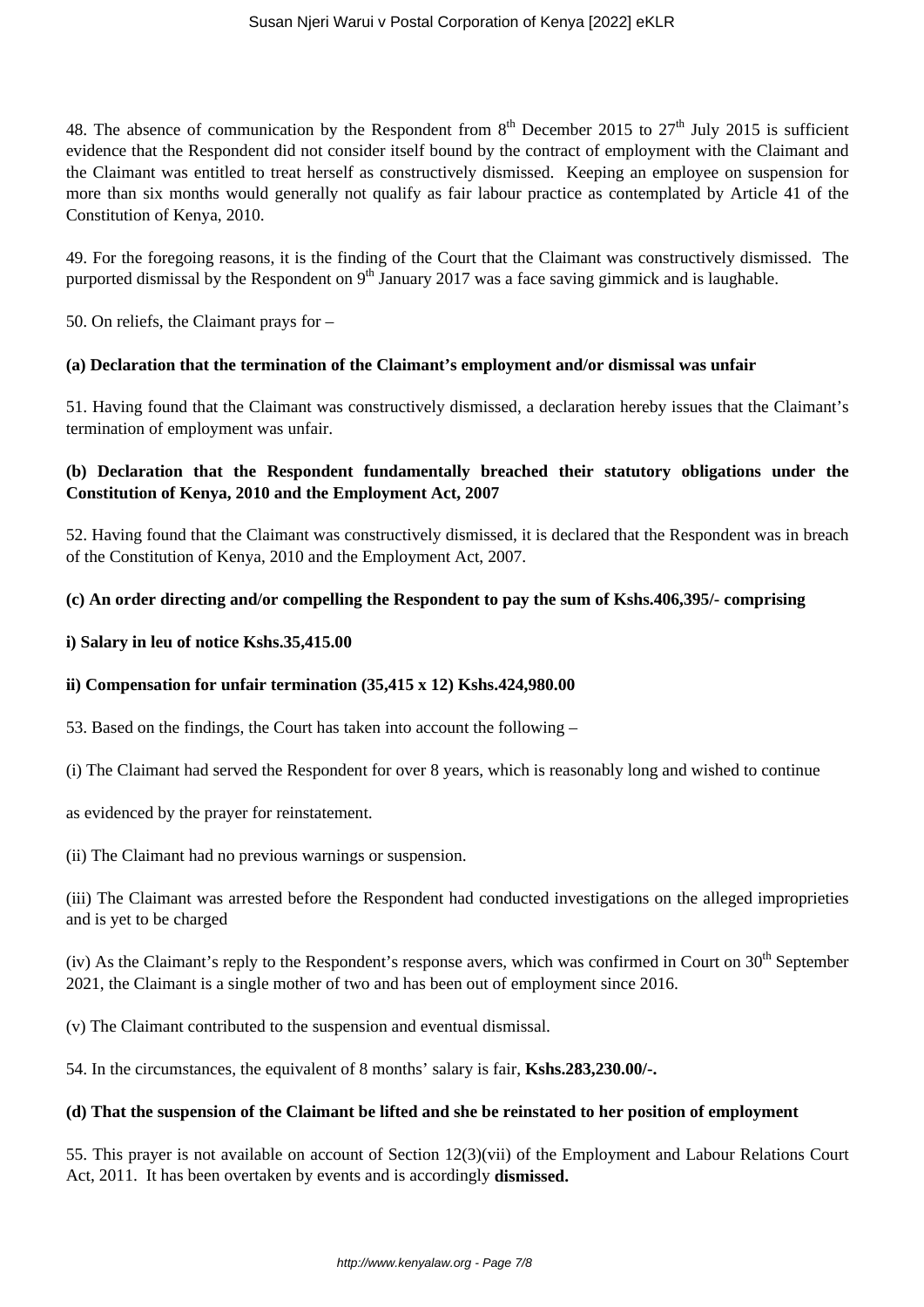48. The absence of communication by the Respondent from 8th December 2015 to 27th July 2015 is sufficient evidence that the Respondent did not consider itself bound by the contract of employment with the Claimant and the Claimant was entitled to treat herself as constructively dismissed. Keeping an employee on suspension for more than six months would generally not qualify as fair labour practice as contemplated by Article 41 of the Constitution of Kenya, 2010.

49. For the foregoing reasons, it is the finding of the Court that the Claimant was constructively dismissed. The purported dismissal by the Respondent on 9th January 2017 was a face saving gimmick and is laughable.

50. On reliefs, the Claimant prays for –

**(a) Declaration that the termination of the Claimant's employment and/or dismissal was unfair**

51. Having found that the Claimant was constructively dismissed, a declaration hereby issues that the Claimant's termination of employment was unfair.

**(b) Declaration that the Respondent fundamentally breached their statutory obligations under the Constitution of Kenya, 2010 and the Employment Act, 2007**

52. Having found that the Claimant was constructively dismissed, it is declared that the Respondent was in breach of the Constitution of Kenya, 2010 and the Employment Act, 2007.

**(c) An order directing and/or compelling the Respondent to pay the sum of Kshs.406,395/- comprising**

**i) Salary in leu of notice Kshs.35,415.00**

**ii) Compensation for unfair termination (35,415 x 12) Kshs.424,980.00**

53. Based on the findings, the Court has taken into account the following –

(i) The Claimant had served the Respondent for over 8 years, which is reasonably long and wished to continue

as evidenced by the prayer for reinstatement.

(ii) The Claimant had no previous warnings or suspension.

(iii) The Claimant was arrested before the Respondent had conducted investigations on the alleged improprieties and is yet to be charged

(iv) As the Claimant's reply to the Respondent's response avers, which was confirmed in Court on 30th September 2021, the Claimant is a single mother of two and has been out of employment since 2016.

(v) The Claimant contributed to the suspension and eventual dismissal.

54. In the circumstances, the equivalent of 8 months' salary is fair, **Kshs.283,230.00/-.**

**(d) That the suspension of the Claimant be lifted and she be reinstated to her position of employment**

55. This prayer is not available on account of Section 12(3)(vii) of the Employment and Labour Relations Court Act, 2011. It has been overtaken by events and is accordingly **dismissed.**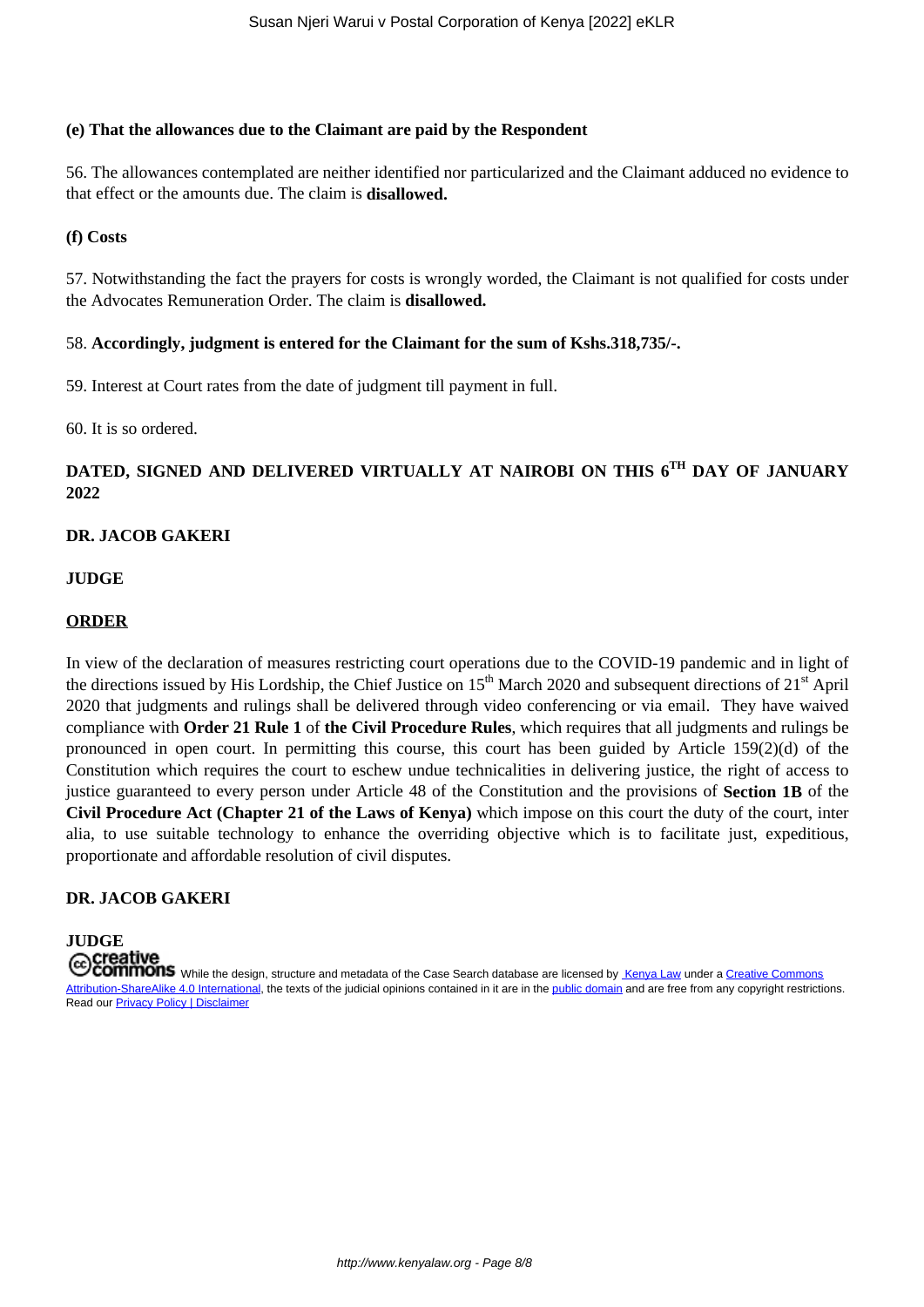**(e) That the allowances due to the Claimant are paid by the Respondent**

56. The allowances contemplated are neither identified nor particularized and the Claimant adduced no evidence to that effect or the amounts due. The claim is **disallowed.**

**(f) Costs**

57. Notwithstanding the fact the prayers for costs is wrongly worded, the Claimant is not qualified for costs under the Advocates Remuneration Order. The claim is **disallowed.**

58. **Accordingly, judgment is entered for the Claimant for the sum of Kshs.318,735/-.**

59. Interest at Court rates from the date of judgment till payment in full.

60. It is so ordered.

**DATED, SIGNED AND DELIVERED VIRTUALLY AT NAIROBI ON THIS 6TH DAY OF JANUARY 2022**

**DR. JACOB GAKERI**

**JUDGE**

**ORDER**

In view of the declaration of measures restricting court operations due to the COVID-19 pandemic and in light of the directions issued by His Lordship, the Chief Justice on 15th March 2020 and subsequent directions of 21st April 2020 that judgments and rulings shall be delivered through video conferencing or via email. They have waived compliance with **Order 21 Rule 1** of **the Civil Procedure Rules**, which requires that all judgments and rulings be pronounced in open court. In permitting this course, this court has been guided by Article 159(2)(d) of the Constitution which requires the court to eschew undue technicalities in delivering justice, the right of access to justice guaranteed to every person under Article 48 of the Constitution and the provisions of **Section 1B** of the **Civil Procedure Act (Chapter 21 of the Laws of Kenya)** which impose on this court the duty of the court, inter alia, to use suitable technology to enhance the overriding objective which is to facilitate just, expeditious, proportionate and affordable resolution of civil disputes.

**DR. JACOB GAKERI**

**JUDGE**

While the design, structure and metadata of the Case Search database are licensed by Kenya Law under a Creative Commons Attribution-ShareAlike 4.0 International, the texts of the judicial opinions contained in it are in the public domain and are free from any copyright restrictions. Read our Privacy Policy | Disclaimer